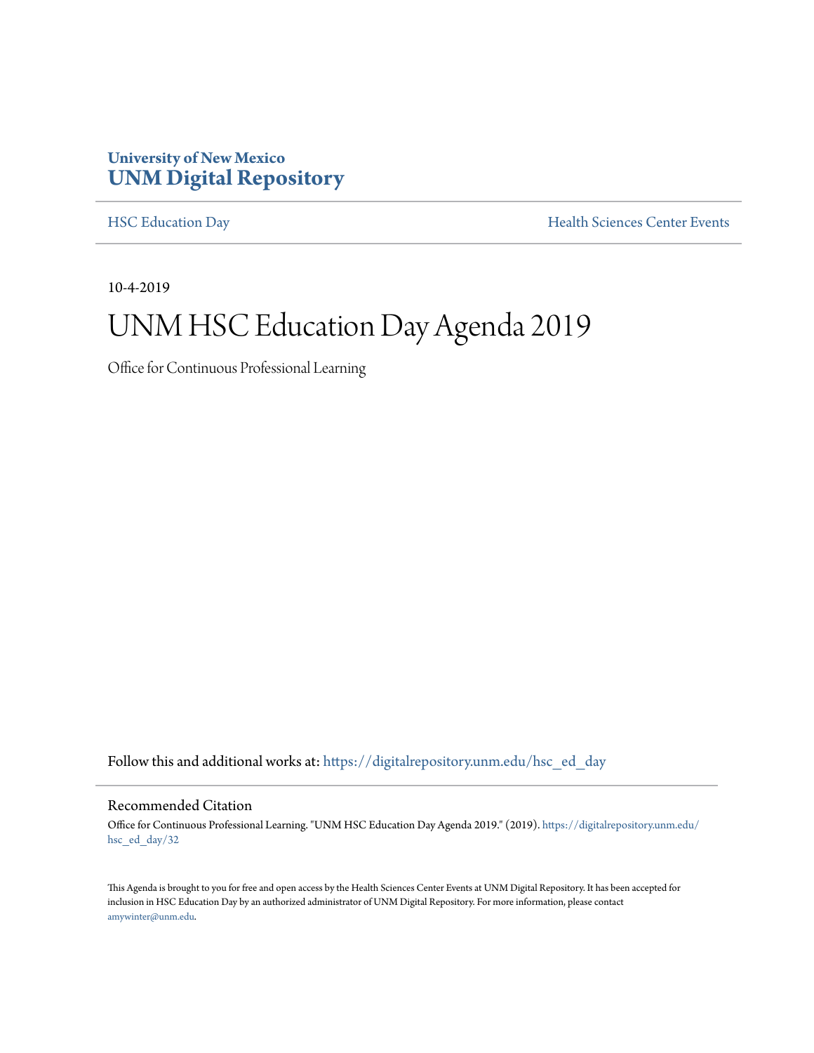**University of New Mexico**
**UNM Digital Repository**

HSC Education Day | Health Sciences Center Events

10-4-2019

# UNM HSC Education Day Agenda 2019

Office for Continuous Professional Learning

Follow this and additional works at: https://digitalrepository.unm.edu/hsc_ed_day

## Recommended Citation

Office for Continuous Professional Learning. "UNM HSC Education Day Agenda 2019." (2019). https://digitalrepository.unm.edu/hsc_ed_day/32

This Agenda is brought to you for free and open access by the Health Sciences Center Events at UNM Digital Repository. It has been accepted for inclusion in HSC Education Day by an authorized administrator of UNM Digital Repository. For more information, please contact amywinter@unm.edu.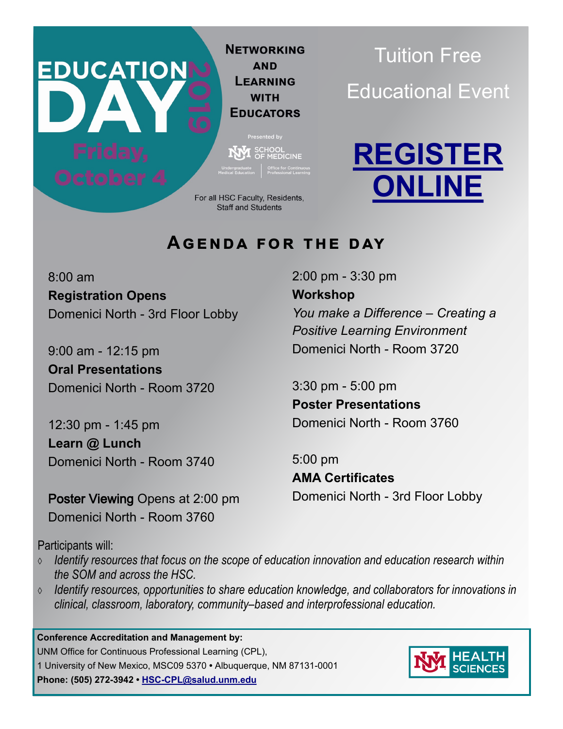# EDUCATION DAY 2019

**Friday, October 4**

**NETWORKING AND LEARNING WITH EDUCATORS**

Presented by

UNM SCHOOL OF MEDICINE

Undergraduate Medical Education | Office for Continuous Professional Learning

For all HSC Faculty, Residents, Staff and Students

Tuition Free Educational Event

**REGISTER ONLINE**

## AGENDA FOR THE DAY

8:00 am
**Registration Opens**
Domenici North - 3rd Floor Lobby

9:00 am - 12:15 pm
**Oral Presentations**
Domenici North - Room 3720

12:30 pm - 1:45 pm
**Learn @ Lunch**
Domenici North - Room 3740

**Poster Viewing** Opens at 2:00 pm
Domenici North - Room 3760

2:00 pm - 3:30 pm
**Workshop**
*You make a Difference – Creating a Positive Learning Environment*
Domenici North - Room 3720

3:30 pm - 5:00 pm
**Poster Presentations**
Domenici North - Room 3760

5:00 pm
**AMA Certificates**
Domenici North - 3rd Floor Lobby

Participants will:

- *Identify resources that focus on the scope of education innovation and education research within the SOM and across the HSC.*
- *Identify resources, opportunities to share education knowledge, and collaborators for innovations in clinical, classroom, laboratory, community–based and interprofessional education.*

**Conference Accreditation and Management by:**
UNM Office for Continuous Professional Learning (CPL),
1 University of New Mexico, MSC09 5370 • Albuquerque, NM 87131-0001
**Phone: (505) 272-3942 • HSC-CPL@salud.unm.edu**

UNM HEALTH SCIENCES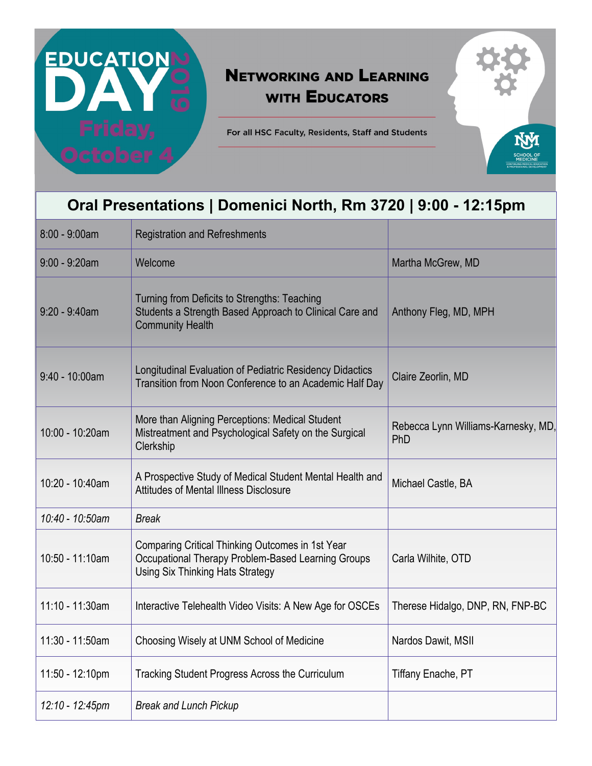EDUCATION DAY 2019

Friday, October 4

# Networking and Learning with Educators

For all HSC Faculty, Residents, Staff and Students

UNM SCHOOL OF MEDICINE
CONTINUING MEDICAL EDUCATION & PROFESSIONAL DEVELOPMENT

## Oral Presentations | Domenici North, Rm 3720 | 9:00 - 12:15pm

| Time | Title | Presenter |
|---|---|---|
| 8:00 - 9:00am | Registration and Refreshments | |
| 9:00 - 9:20am | Welcome | Martha McGrew, MD |
| 9:20 - 9:40am | Turning from Deficits to Strengths: Teaching Students a Strength Based Approach to Clinical Care and Community Health | Anthony Fleg, MD, MPH |
| 9:40 - 10:00am | Longitudinal Evaluation of Pediatric Residency Didactics Transition from Noon Conference to an Academic Half Day | Claire Zeorlin, MD |
| 10:00 - 10:20am | More than Aligning Perceptions: Medical Student Mistreatment and Psychological Safety on the Surgical Clerkship | Rebecca Lynn Williams-Karnesky, MD, PhD |
| 10:20 - 10:40am | A Prospective Study of Medical Student Mental Health and Attitudes of Mental Illness Disclosure | Michael Castle, BA |
| *10:40 - 10:50am* | *Break* | |
| 10:50 - 11:10am | Comparing Critical Thinking Outcomes in 1st Year Occupational Therapy Problem-Based Learning Groups Using Six Thinking Hats Strategy | Carla Wilhite, OTD |
| 11:10 - 11:30am | Interactive Telehealth Video Visits: A New Age for OSCEs | Therese Hidalgo, DNP, RN, FNP-BC |
| 11:30 - 11:50am | Choosing Wisely at UNM School of Medicine | Nardos Dawit, MSII |
| 11:50 - 12:10pm | Tracking Student Progress Across the Curriculum | Tiffany Enache, PT |
| *12:10 - 12:45pm* | *Break and Lunch Pickup* | |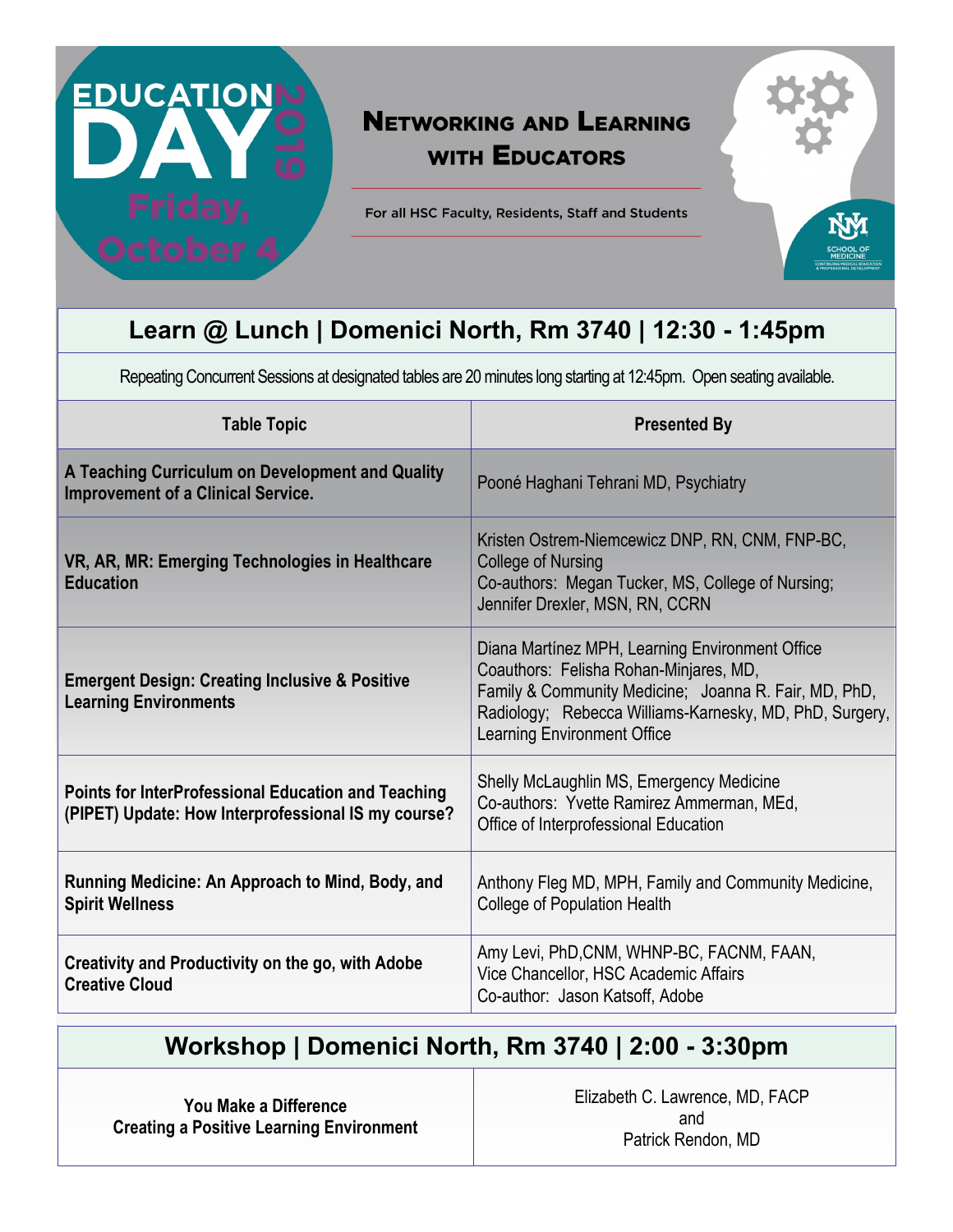# EDUCATION DAY 2019

**Friday, October 4**

## Networking and Learning with Educators

For all HSC Faculty, Residents, Staff and Students

UNM School of Medicine – Continuing Medical Education & Professional Development

## Learn @ Lunch | Domenici North, Rm 3740 | 12:30 - 1:45pm

Repeating Concurrent Sessions at designated tables are 20 minutes long starting at 12:45pm. Open seating available.

| Table Topic | Presented By |
|---|---|
| **A Teaching Curriculum on Development and Quality Improvement of a Clinical Service.** | Pooné Haghani Tehrani MD, Psychiatry |
| **VR, AR, MR: Emerging Technologies in Healthcare Education** | Kristen Ostrem-Niemcewicz DNP, RN, CNM, FNP-BC, College of Nursing<br>Co-authors: Megan Tucker, MS, College of Nursing; Jennifer Drexler, MSN, RN, CCRN |
| **Emergent Design: Creating Inclusive & Positive Learning Environments** | Diana Martínez MPH, Learning Environment Office<br>Coauthors: Felisha Rohan-Minjares, MD, Family & Community Medicine; Joanna R. Fair, MD, PhD, Radiology; Rebecca Williams-Karnesky, MD, PhD, Surgery, Learning Environment Office |
| **Points for InterProfessional Education and Teaching (PIPET) Update: How Interprofessional IS my course?** | Shelly McLaughlin MS, Emergency Medicine<br>Co-authors: Yvette Ramirez Ammerman, MEd, Office of Interprofessional Education |
| **Running Medicine: An Approach to Mind, Body, and Spirit Wellness** | Anthony Fleg MD, MPH, Family and Community Medicine, College of Population Health |
| **Creativity and Productivity on the go, with Adobe Creative Cloud** | Amy Levi, PhD,CNM, WHNP-BC, FACNM, FAAN, Vice Chancellor, HSC Academic Affairs<br>Co-author: Jason Katsoff, Adobe |

## Workshop | Domenici North, Rm 3740 | 2:00 - 3:30pm

| | |
|---|---|
| **You Make a Difference**<br>**Creating a Positive Learning Environment** | Elizabeth C. Lawrence, MD, FACP<br>and<br>Patrick Rendon, MD |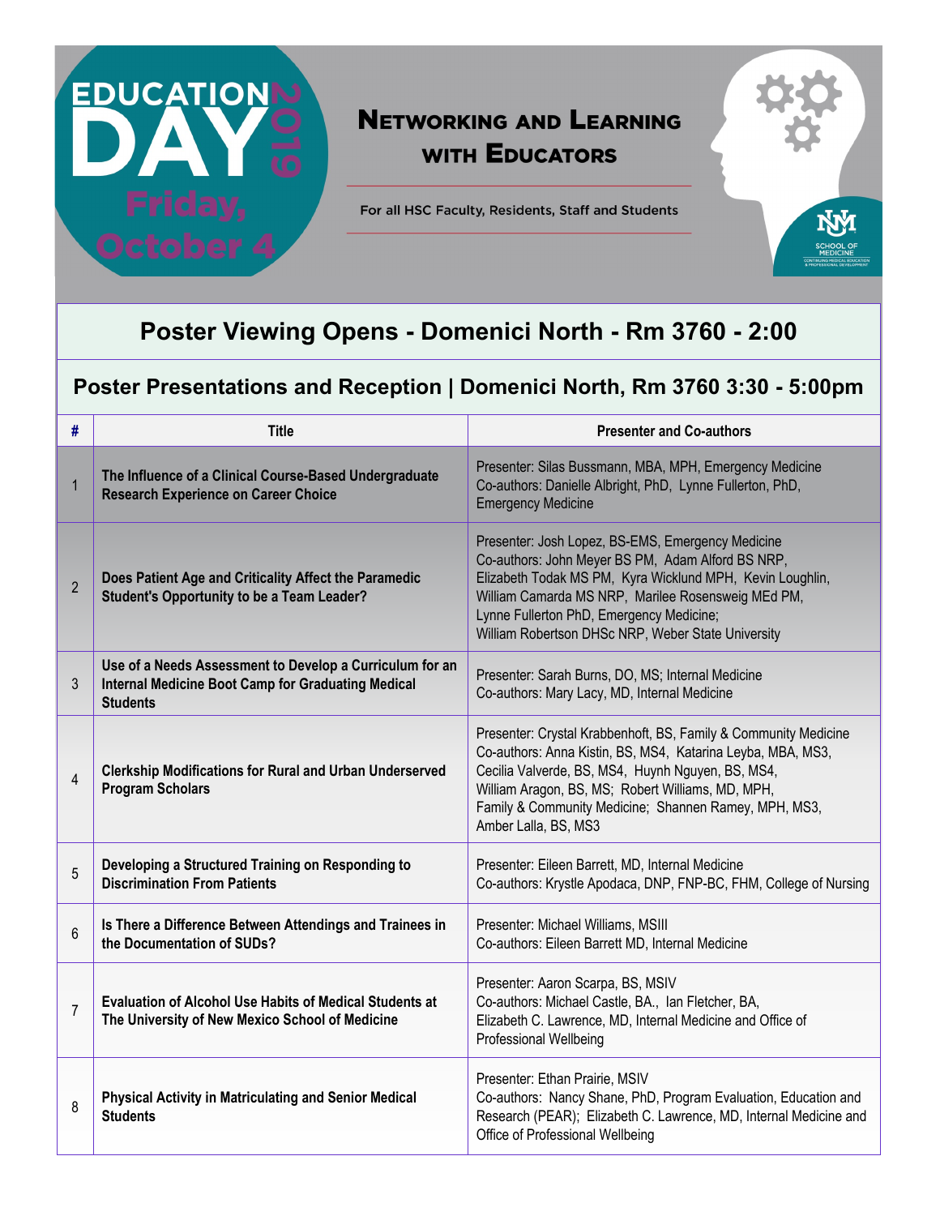EDUCATION DAY 2019

Friday, October 4

# Networking and Learning with Educators

For all HSC Faculty, Residents, Staff and Students

UNM School of Medicine — Continuing Medical Education & Professional Development

## Poster Viewing Opens - Domenici North - Rm 3760 - 2:00

## Poster Presentations and Reception | Domenici North, Rm 3760 3:30 - 5:00pm

| # | Title | Presenter and Co-authors |
|---|---|---|
| 1 | **The Influence of a Clinical Course-Based Undergraduate Research Experience on Career Choice** | Presenter: Silas Bussmann, MBA, MPH, Emergency Medicine<br>Co-authors: Danielle Albright, PhD, Lynne Fullerton, PhD, Emergency Medicine |
| 2 | **Does Patient Age and Criticality Affect the Paramedic Student's Opportunity to be a Team Leader?** | Presenter: Josh Lopez, BS-EMS, Emergency Medicine<br>Co-authors: John Meyer BS PM, Adam Alford BS NRP, Elizabeth Todak MS PM, Kyra Wicklund MPH, Kevin Loughlin, William Camarda MS NRP, Marilee Rosensweig MEd PM, Lynne Fullerton PhD, Emergency Medicine;<br>William Robertson DHSc NRP, Weber State University |
| 3 | **Use of a Needs Assessment to Develop a Curriculum for an Internal Medicine Boot Camp for Graduating Medical Students** | Presenter: Sarah Burns, DO, MS; Internal Medicine<br>Co-authors: Mary Lacy, MD, Internal Medicine |
| 4 | **Clerkship Modifications for Rural and Urban Underserved Program Scholars** | Presenter: Crystal Krabbenhoft, BS, Family & Community Medicine<br>Co-authors: Anna Kistin, BS, MS4, Katarina Leyba, MBA, MS3, Cecilia Valverde, BS, MS4, Huynh Nguyen, BS, MS4, William Aragon, BS, MS; Robert Williams, MD, MPH, Family & Community Medicine; Shannen Ramey, MPH, MS3, Amber Lalla, BS, MS3 |
| 5 | **Developing a Structured Training on Responding to Discrimination From Patients** | Presenter: Eileen Barrett, MD, Internal Medicine<br>Co-authors: Krystle Apodaca, DNP, FNP-BC, FHM, College of Nursing |
| 6 | **Is There a Difference Between Attendings and Trainees in the Documentation of SUDs?** | Presenter: Michael Williams, MSIII<br>Co-authors: Eileen Barrett MD, Internal Medicine |
| 7 | **Evaluation of Alcohol Use Habits of Medical Students at The University of New Mexico School of Medicine** | Presenter: Aaron Scarpa, BS, MSIV<br>Co-authors: Michael Castle, BA., Ian Fletcher, BA, Elizabeth C. Lawrence, MD, Internal Medicine and Office of Professional Wellbeing |
| 8 | **Physical Activity in Matriculating and Senior Medical Students** | Presenter: Ethan Prairie, MSIV<br>Co-authors: Nancy Shane, PhD, Program Evaluation, Education and Research (PEAR); Elizabeth C. Lawrence, MD, Internal Medicine and Office of Professional Wellbeing |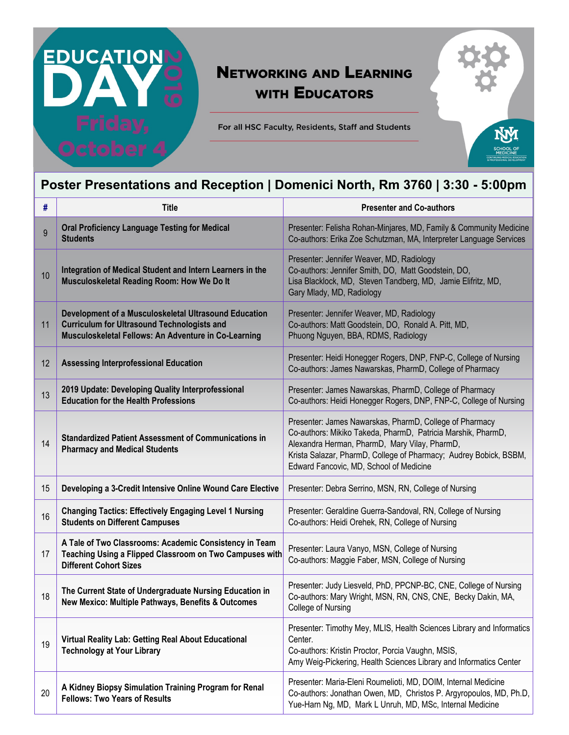EDUCATION DAY 2019

Friday, October 4

# Networking and Learning with Educators

For all HSC Faculty, Residents, Staff and Students

UNM SCHOOL OF MEDICINE CONTINUING MEDICAL EDUCATION & PROFESSIONAL DEVELOPMENT

## Poster Presentations and Reception | Domenici North, Rm 3760 | 3:30 - 5:00pm

| # | Title | Presenter and Co-authors |
|---|---|---|
| 9 | **Oral Proficiency Language Testing for Medical Students** | Presenter: Felisha Rohan-Minjares, MD, Family & Community Medicine<br>Co-authors: Erika Zoe Schutzman, MA, Interpreter Language Services |
| 10 | **Integration of Medical Student and Intern Learners in the Musculoskeletal Reading Room: How We Do It** | Presenter: Jennifer Weaver, MD, Radiology<br>Co-authors: Jennifer Smith, DO, Matt Goodstein, DO, Lisa Blacklock, MD, Steven Tandberg, MD, Jamie Elifritz, MD, Gary Mlady, MD, Radiology |
| 11 | **Development of a Musculoskeletal Ultrasound Education Curriculum for Ultrasound Technologists and Musculoskeletal Fellows: An Adventure in Co-Learning** | Presenter: Jennifer Weaver, MD, Radiology<br>Co-authors: Matt Goodstein, DO, Ronald A. Pitt, MD, Phuong Nguyen, BBA, RDMS, Radiology |
| 12 | **Assessing Interprofessional Education** | Presenter: Heidi Honegger Rogers, DNP, FNP-C, College of Nursing<br>Co-authors: James Nawarskas, PharmD, College of Pharmacy |
| 13 | **2019 Update: Developing Quality Interprofessional Education for the Health Professions** | Presenter: James Nawarskas, PharmD, College of Pharmacy<br>Co-authors: Heidi Honegger Rogers, DNP, FNP-C, College of Nursing |
| 14 | **Standardized Patient Assessment of Communications in Pharmacy and Medical Students** | Presenter: James Nawarskas, PharmD, College of Pharmacy<br>Co-authors: Mikiko Takeda, PharmD, Patricia Marshik, PharmD, Alexandra Herman, PharmD, Mary Vilay, PharmD, Krista Salazar, PharmD, College of Pharmacy; Audrey Bobick, BSBM, Edward Fancovic, MD, School of Medicine |
| 15 | **Developing a 3-Credit Intensive Online Wound Care Elective** | Presenter: Debra Serrino, MSN, RN, College of Nursing |
| 16 | **Changing Tactics: Effectively Engaging Level 1 Nursing Students on Different Campuses** | Presenter: Geraldine Guerra-Sandoval, RN, College of Nursing<br>Co-authors: Heidi Orehek, RN, College of Nursing |
| 17 | **A Tale of Two Classrooms: Academic Consistency in Team Teaching Using a Flipped Classroom on Two Campuses with Different Cohort Sizes** | Presenter: Laura Vanyo, MSN, College of Nursing<br>Co-authors: Maggie Faber, MSN, College of Nursing |
| 18 | **The Current State of Undergraduate Nursing Education in New Mexico: Multiple Pathways, Benefits & Outcomes** | Presenter: Judy Liesveld, PhD, PPCNP-BC, CNE, College of Nursing<br>Co-authors: Mary Wright, MSN, RN, CNS, CNE, Becky Dakin, MA, College of Nursing |
| 19 | **Virtual Reality Lab: Getting Real About Educational Technology at Your Library** | Presenter: Timothy Mey, MLIS, Health Sciences Library and Informatics Center.<br>Co-authors: Kristin Proctor, Porcia Vaughn, MSIS, Amy Weig-Pickering, Health Sciences Library and Informatics Center |
| 20 | **A Kidney Biopsy Simulation Training Program for Renal Fellows: Two Years of Results** | Presenter: Maria-Eleni Roumelioti, MD, DOIM, Internal Medicine<br>Co-authors: Jonathan Owen, MD, Christos P. Argyropoulos, MD, Ph.D, Yue-Harn Ng, MD, Mark L Unruh, MD, MSc, Internal Medicine |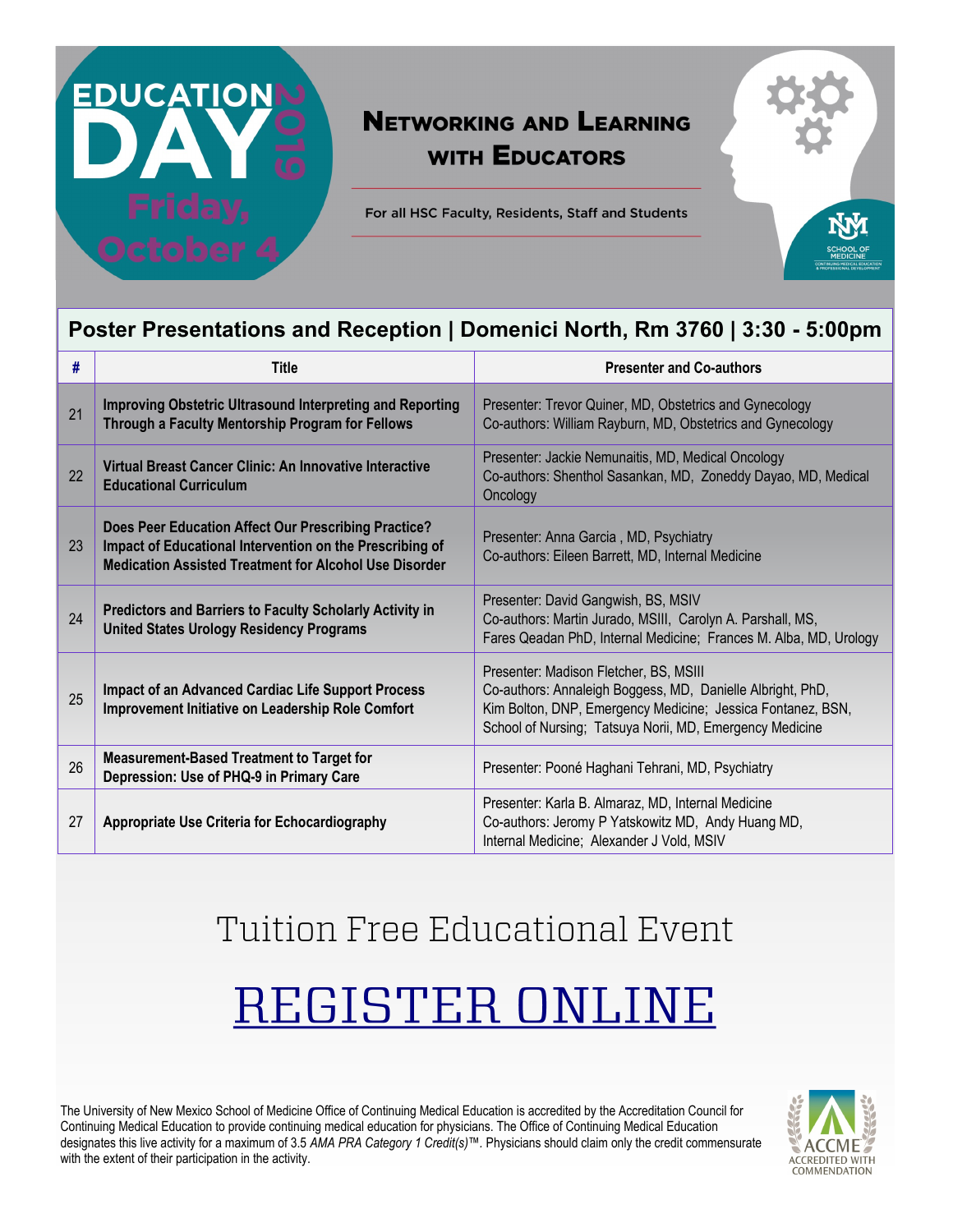EDUCATION DAY 2019

Friday, October 4

# NETWORKING AND LEARNING WITH EDUCATORS

For all HSC Faculty, Residents, Staff and Students

UNM SCHOOL OF MEDICINE
CONTINUING MEDICAL EDUCATION & PROFESSIONAL DEVELOPMENT

## Poster Presentations and Reception | Domenici North, Rm 3760 | 3:30 - 5:00pm

| # | Title | Presenter and Co-authors |
|---|---|---|
| 21 | **Improving Obstetric Ultrasound Interpreting and Reporting Through a Faculty Mentorship Program for Fellows** | Presenter: Trevor Quiner, MD, Obstetrics and Gynecology<br>Co-authors: William Rayburn, MD, Obstetrics and Gynecology |
| 22 | **Virtual Breast Cancer Clinic: An Innovative Interactive Educational Curriculum** | Presenter: Jackie Nemunaitis, MD, Medical Oncology<br>Co-authors: Shenthol Sasankan, MD, Zoneddy Dayao, MD, Medical Oncology |
| 23 | **Does Peer Education Affect Our Prescribing Practice? Impact of Educational Intervention on the Prescribing of Medication Assisted Treatment for Alcohol Use Disorder** | Presenter: Anna Garcia , MD, Psychiatry<br>Co-authors: Eileen Barrett, MD, Internal Medicine |
| 24 | **Predictors and Barriers to Faculty Scholarly Activity in United States Urology Residency Programs** | Presenter: David Gangwish, BS, MSIV<br>Co-authors: Martin Jurado, MSIII, Carolyn A. Parshall, MS, Fares Qeadan PhD, Internal Medicine; Frances M. Alba, MD, Urology |
| 25 | **Impact of an Advanced Cardiac Life Support Process Improvement Initiative on Leadership Role Comfort** | Presenter: Madison Fletcher, BS, MSIII<br>Co-authors: Annaleigh Boggess, MD, Danielle Albright, PhD, Kim Bolton, DNP, Emergency Medicine; Jessica Fontanez, BSN, School of Nursing; Tatsuya Norii, MD, Emergency Medicine |
| 26 | **Measurement-Based Treatment to Target for Depression: Use of PHQ-9 in Primary Care** | Presenter: Pooné Haghani Tehrani, MD, Psychiatry |
| 27 | **Appropriate Use Criteria for Echocardiography** | Presenter: Karla B. Almaraz, MD, Internal Medicine<br>Co-authors: Jeromy P Yatskowitz MD, Andy Huang MD, Internal Medicine; Alexander J Vold, MSIV |

# Tuition Free Educational Event

# REGISTER ONLINE

The University of New Mexico School of Medicine Office of Continuing Medical Education is accredited by the Accreditation Council for Continuing Medical Education to provide continuing medical education for physicians. The Office of Continuing Medical Education designates this live activity for a maximum of 3.5 *AMA PRA Category 1 Credit(s)*™. Physicians should claim only the credit commensurate with the extent of their participation in the activity.

ACCME ACCREDITED WITH COMMENDATION